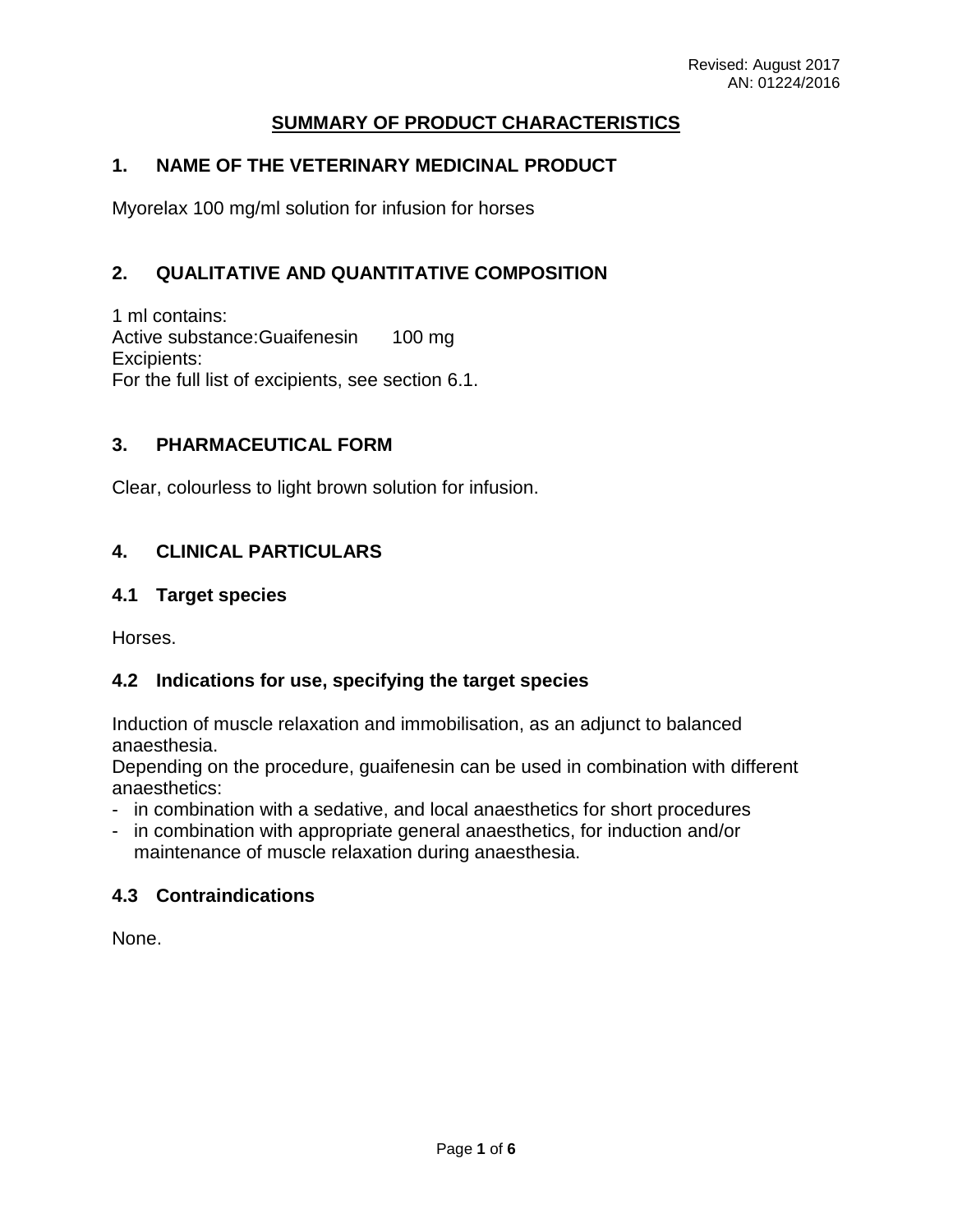Revised: August 2017
AN: 01224/2016

# SUMMARY OF PRODUCT CHARACTERISTICS

## 1. NAME OF THE VETERINARY MEDICINAL PRODUCT

Myorelax 100 mg/ml solution for infusion for horses

## 2. QUALITATIVE AND QUANTITATIVE COMPOSITION

1 ml contains:
Active substance:Guaifenesin 100 mg
Excipients:
For the full list of excipients, see section 6.1.

## 3. PHARMACEUTICAL FORM

Clear, colourless to light brown solution for infusion.

## 4. CLINICAL PARTICULARS

### 4.1 Target species

Horses.

### 4.2 Indications for use, specifying the target species

Induction of muscle relaxation and immobilisation, as an adjunct to balanced anaesthesia.
Depending on the procedure, guaifenesin can be used in combination with different anaesthetics:

- in combination with a sedative, and local anaesthetics for short procedures
- in combination with appropriate general anaesthetics, for induction and/or maintenance of muscle relaxation during anaesthesia.

### 4.3 Contraindications

None.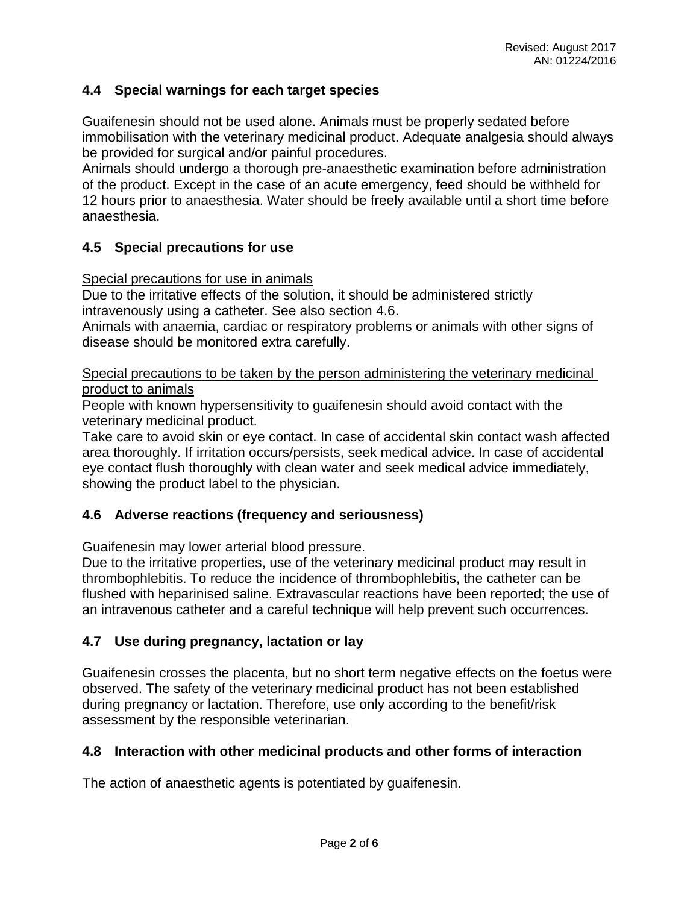## 4.4 Special warnings for each target species

Guaifenesin should not be used alone. Animals must be properly sedated before immobilisation with the veterinary medicinal product. Adequate analgesia should always be provided for surgical and/or painful procedures.
Animals should undergo a thorough pre-anaesthetic examination before administration of the product. Except in the case of an acute emergency, feed should be withheld for 12 hours prior to anaesthesia. Water should be freely available until a short time before anaesthesia.

## 4.5 Special precautions for use

Special precautions for use in animals
Due to the irritative effects of the solution, it should be administered strictly intravenously using a catheter. See also section 4.6.
Animals with anaemia, cardiac or respiratory problems or animals with other signs of disease should be monitored extra carefully.

Special precautions to be taken by the person administering the veterinary medicinal product to animals
People with known hypersensitivity to guaifenesin should avoid contact with the veterinary medicinal product.
Take care to avoid skin or eye contact. In case of accidental skin contact wash affected area thoroughly. If irritation occurs/persists, seek medical advice. In case of accidental eye contact flush thoroughly with clean water and seek medical advice immediately, showing the product label to the physician.

## 4.6 Adverse reactions (frequency and seriousness)

Guaifenesin may lower arterial blood pressure.
Due to the irritative properties, use of the veterinary medicinal product may result in thrombophlebitis. To reduce the incidence of thrombophlebitis, the catheter can be flushed with heparinised saline. Extravascular reactions have been reported; the use of an intravenous catheter and a careful technique will help prevent such occurrences.

## 4.7 Use during pregnancy, lactation or lay

Guaifenesin crosses the placenta, but no short term negative effects on the foetus were observed. The safety of the veterinary medicinal product has not been established during pregnancy or lactation. Therefore, use only according to the benefit/risk assessment by the responsible veterinarian.

## 4.8 Interaction with other medicinal products and other forms of interaction

The action of anaesthetic agents is potentiated by guaifenesin.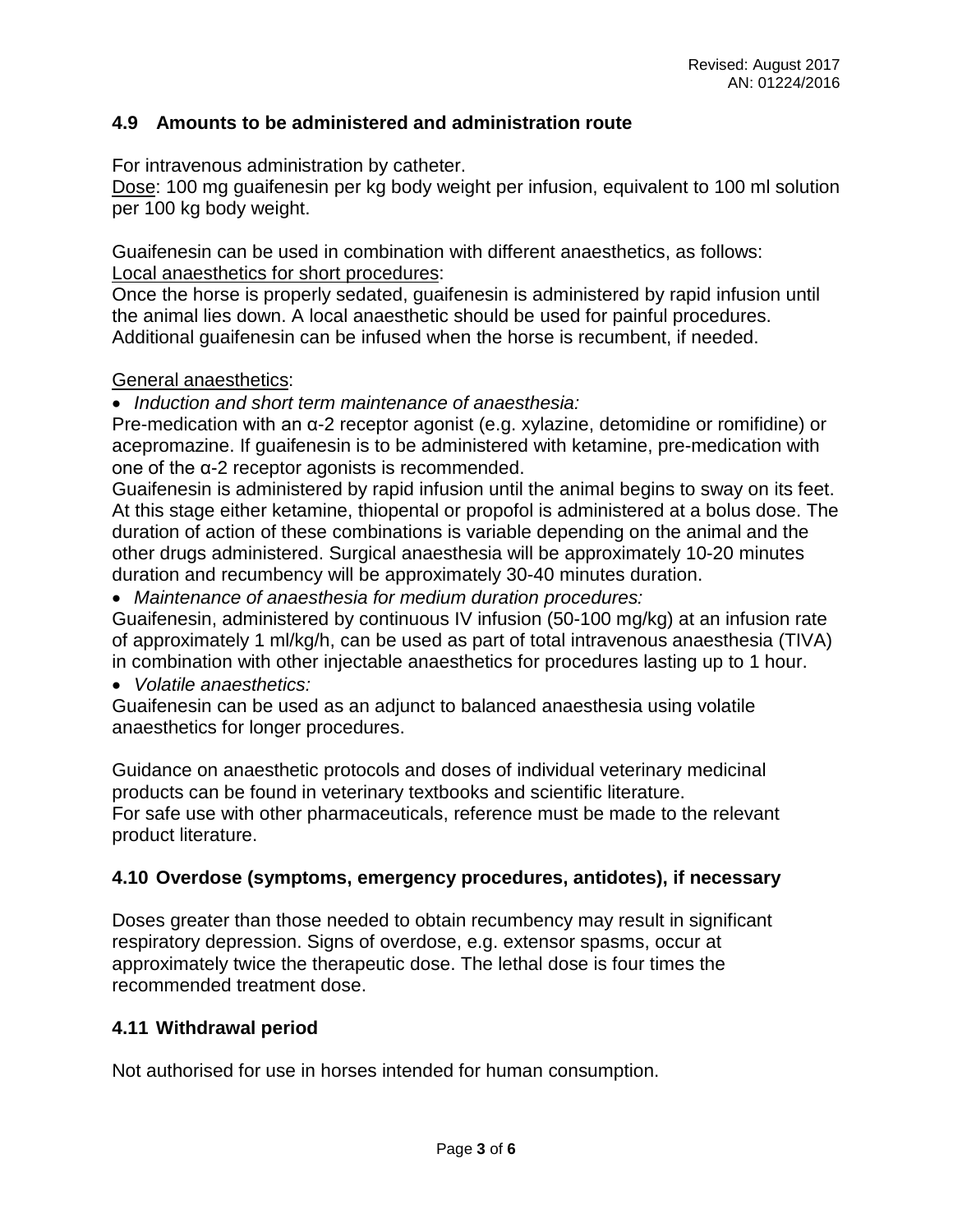## 4.9 Amounts to be administered and administration route

For intravenous administration by catheter.
Dose: 100 mg guaifenesin per kg body weight per infusion, equivalent to 100 ml solution per 100 kg body weight.

Guaifenesin can be used in combination with different anaesthetics, as follows:
Local anaesthetics for short procedures:
Once the horse is properly sedated, guaifenesin is administered by rapid infusion until the animal lies down. A local anaesthetic should be used for painful procedures. Additional guaifenesin can be infused when the horse is recumbent, if needed.

General anaesthetics:

- *Induction and short term maintenance of anaesthesia:*

Pre-medication with an α-2 receptor agonist (e.g. xylazine, detomidine or romifidine) or acepromazine. If guaifenesin is to be administered with ketamine, pre-medication with one of the α-2 receptor agonists is recommended.
Guaifenesin is administered by rapid infusion until the animal begins to sway on its feet. At this stage either ketamine, thiopental or propofol is administered at a bolus dose. The duration of action of these combinations is variable depending on the animal and the other drugs administered. Surgical anaesthesia will be approximately 10-20 minutes duration and recumbency will be approximately 30-40 minutes duration.

- *Maintenance of anaesthesia for medium duration procedures:*

Guaifenesin, administered by continuous IV infusion (50-100 mg/kg) at an infusion rate of approximately 1 ml/kg/h, can be used as part of total intravenous anaesthesia (TIVA) in combination with other injectable anaesthetics for procedures lasting up to 1 hour.

- *Volatile anaesthetics:*

Guaifenesin can be used as an adjunct to balanced anaesthesia using volatile anaesthetics for longer procedures.

Guidance on anaesthetic protocols and doses of individual veterinary medicinal products can be found in veterinary textbooks and scientific literature.
For safe use with other pharmaceuticals, reference must be made to the relevant product literature.

## 4.10 Overdose (symptoms, emergency procedures, antidotes), if necessary

Doses greater than those needed to obtain recumbency may result in significant respiratory depression. Signs of overdose, e.g. extensor spasms, occur at approximately twice the therapeutic dose. The lethal dose is four times the recommended treatment dose.

## 4.11 Withdrawal period

Not authorised for use in horses intended for human consumption.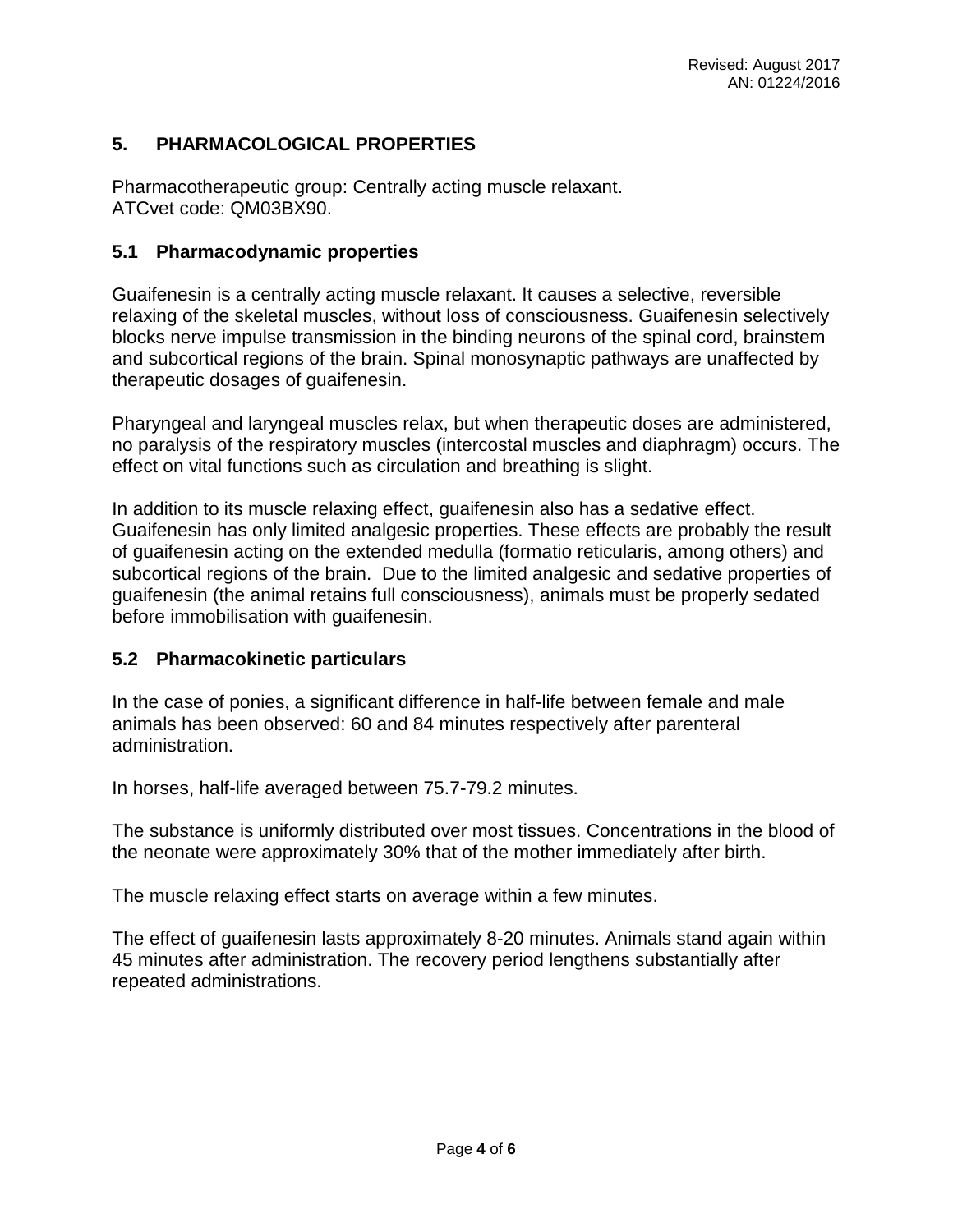## 5. PHARMACOLOGICAL PROPERTIES

Pharmacotherapeutic group: Centrally acting muscle relaxant.
ATCvet code: QM03BX90.

### 5.1 Pharmacodynamic properties

Guaifenesin is a centrally acting muscle relaxant. It causes a selective, reversible relaxing of the skeletal muscles, without loss of consciousness. Guaifenesin selectively blocks nerve impulse transmission in the binding neurons of the spinal cord, brainstem and subcortical regions of the brain. Spinal monosynaptic pathways are unaffected by therapeutic dosages of guaifenesin.

Pharyngeal and laryngeal muscles relax, but when therapeutic doses are administered, no paralysis of the respiratory muscles (intercostal muscles and diaphragm) occurs. The effect on vital functions such as circulation and breathing is slight.

In addition to its muscle relaxing effect, guaifenesin also has a sedative effect. Guaifenesin has only limited analgesic properties. These effects are probably the result of guaifenesin acting on the extended medulla (formatio reticularis, among others) and subcortical regions of the brain. Due to the limited analgesic and sedative properties of guaifenesin (the animal retains full consciousness), animals must be properly sedated before immobilisation with guaifenesin.

### 5.2 Pharmacokinetic particulars

In the case of ponies, a significant difference in half-life between female and male animals has been observed: 60 and 84 minutes respectively after parenteral administration.

In horses, half-life averaged between 75.7-79.2 minutes.

The substance is uniformly distributed over most tissues. Concentrations in the blood of the neonate were approximately 30% that of the mother immediately after birth.

The muscle relaxing effect starts on average within a few minutes.

The effect of guaifenesin lasts approximately 8-20 minutes. Animals stand again within 45 minutes after administration. The recovery period lengthens substantially after repeated administrations.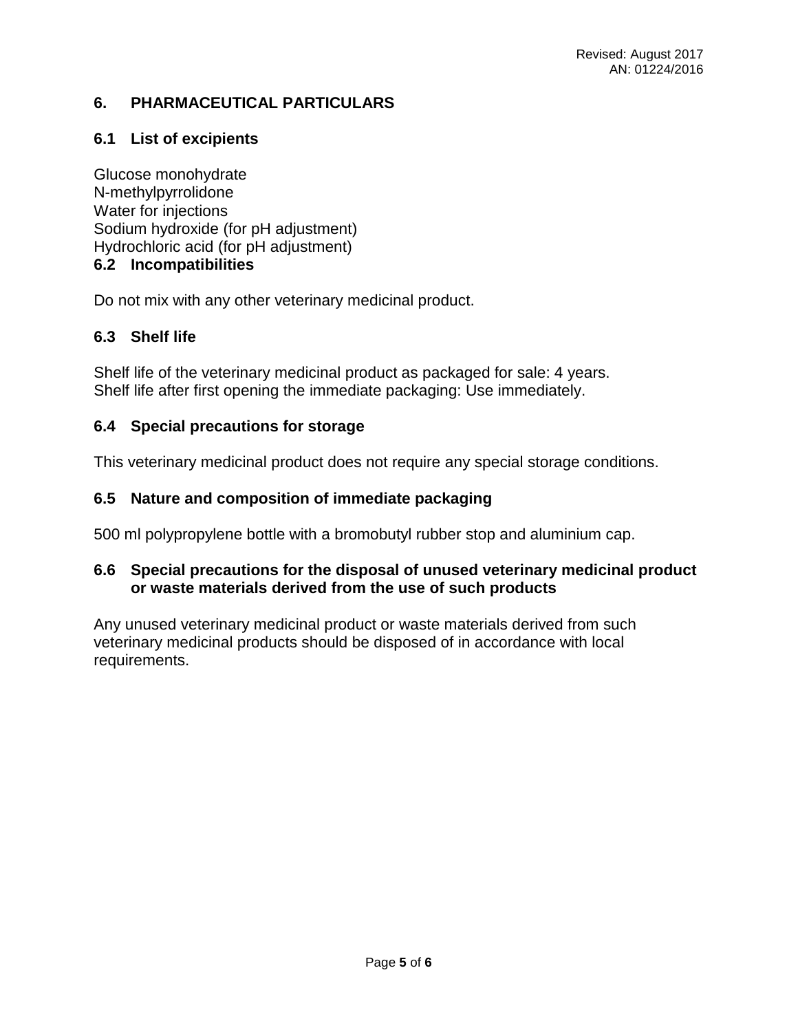## 6. PHARMACEUTICAL PARTICULARS

### 6.1 List of excipients

Glucose monohydrate
N-methylpyrrolidone
Water for injections
Sodium hydroxide (for pH adjustment)
Hydrochloric acid (for pH adjustment)

### 6.2 Incompatibilities

Do not mix with any other veterinary medicinal product.

### 6.3 Shelf life

Shelf life of the veterinary medicinal product as packaged for sale: 4 years.
Shelf life after first opening the immediate packaging: Use immediately.

### 6.4 Special precautions for storage

This veterinary medicinal product does not require any special storage conditions.

### 6.5 Nature and composition of immediate packaging

500 ml polypropylene bottle with a bromobutyl rubber stop and aluminium cap.

### 6.6 Special precautions for the disposal of unused veterinary medicinal product or waste materials derived from the use of such products

Any unused veterinary medicinal product or waste materials derived from such veterinary medicinal products should be disposed of in accordance with local requirements.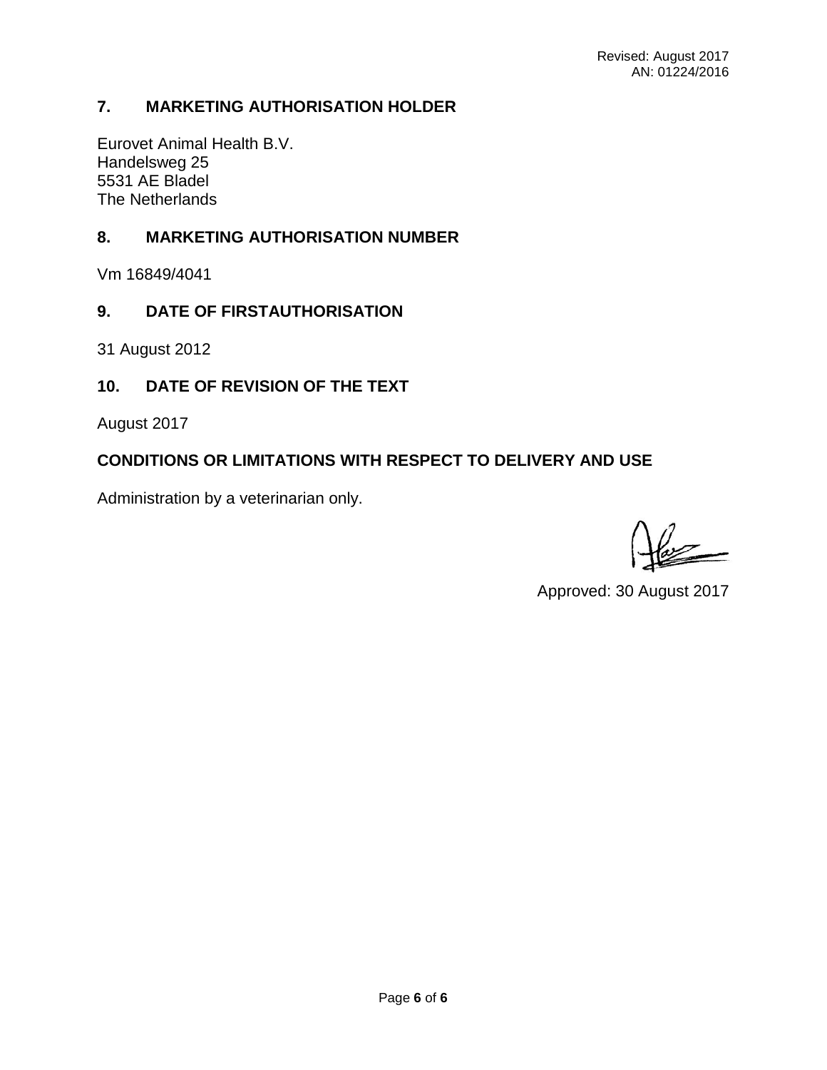## 7. MARKETING AUTHORISATION HOLDER

Eurovet Animal Health B.V.
Handelsweg 25
5531 AE Bladel
The Netherlands

## 8. MARKETING AUTHORISATION NUMBER

Vm 16849/4041

## 9. DATE OF FIRSTAUTHORISATION

31 August 2012

## 10. DATE OF REVISION OF THE TEXT

August 2017

## CONDITIONS OR LIMITATIONS WITH RESPECT TO DELIVERY AND USE

Administration by a veterinarian only.

Approved: 30 August 2017